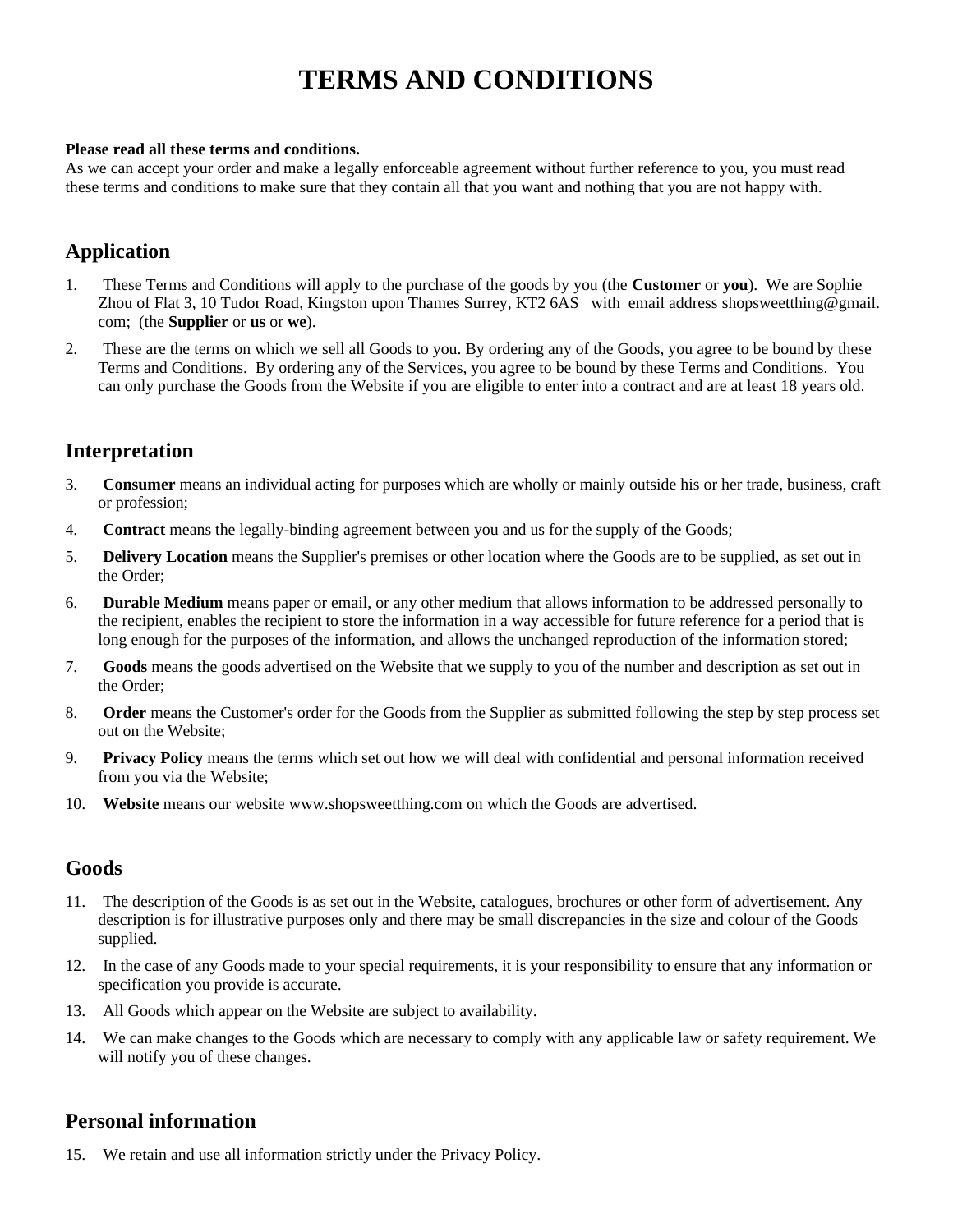# TERMS AND CONDITIONS

**Please read all these terms and conditions.**
As we can accept your order and make a legally enforceable agreement without further reference to you, you must read these terms and conditions to make sure that they contain all that you want and nothing that you are not happy with.

## Application

1. These Terms and Conditions will apply to the purchase of the goods by you (the **Customer** or **you**). We are Sophie Zhou of Flat 3, 10 Tudor Road, Kingston upon Thames Surrey, KT2 6AS with email address shopsweetthing@gmail.com; (the **Supplier** or **us** or **we**).
2. These are the terms on which we sell all Goods to you. By ordering any of the Goods, you agree to be bound by these Terms and Conditions. By ordering any of the Services, you agree to be bound by these Terms and Conditions. You can only purchase the Goods from the Website if you are eligible to enter into a contract and are at least 18 years old.

## Interpretation

3. **Consumer** means an individual acting for purposes which are wholly or mainly outside his or her trade, business, craft or profession;
4. **Contract** means the legally-binding agreement between you and us for the supply of the Goods;
5. **Delivery Location** means the Supplier's premises or other location where the Goods are to be supplied, as set out in the Order;
6. **Durable Medium** means paper or email, or any other medium that allows information to be addressed personally to the recipient, enables the recipient to store the information in a way accessible for future reference for a period that is long enough for the purposes of the information, and allows the unchanged reproduction of the information stored;
7. **Goods** means the goods advertised on the Website that we supply to you of the number and description as set out in the Order;
8. **Order** means the Customer's order for the Goods from the Supplier as submitted following the step by step process set out on the Website;
9. **Privacy Policy** means the terms which set out how we will deal with confidential and personal information received from you via the Website;
10. **Website** means our website www.shopsweetthing.com on which the Goods are advertised.

## Goods

11. The description of the Goods is as set out in the Website, catalogues, brochures or other form of advertisement. Any description is for illustrative purposes only and there may be small discrepancies in the size and colour of the Goods supplied.
12. In the case of any Goods made to your special requirements, it is your responsibility to ensure that any information or specification you provide is accurate.
13. All Goods which appear on the Website are subject to availability.
14. We can make changes to the Goods which are necessary to comply with any applicable law or safety requirement. We will notify you of these changes.

## Personal information

15. We retain and use all information strictly under the Privacy Policy.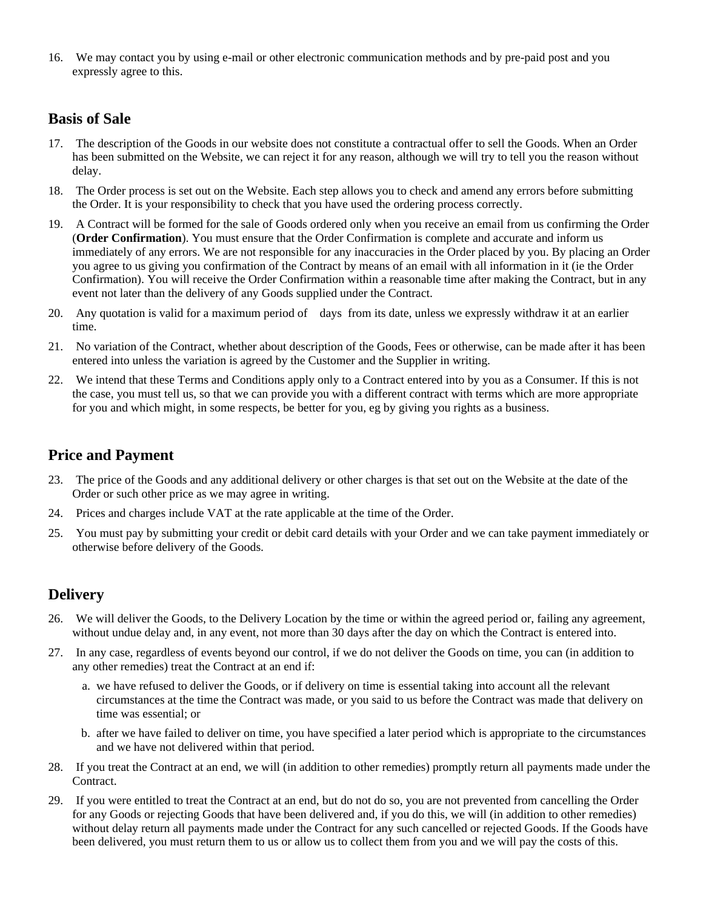16. We may contact you by using e-mail or other electronic communication methods and by pre-paid post and you expressly agree to this.

## Basis of Sale

17. The description of the Goods in our website does not constitute a contractual offer to sell the Goods. When an Order has been submitted on the Website, we can reject it for any reason, although we will try to tell you the reason without delay.
18. The Order process is set out on the Website. Each step allows you to check and amend any errors before submitting the Order. It is your responsibility to check that you have used the ordering process correctly.
19. A Contract will be formed for the sale of Goods ordered only when you receive an email from us confirming the Order (**Order Confirmation**). You must ensure that the Order Confirmation is complete and accurate and inform us immediately of any errors. We are not responsible for any inaccuracies in the Order placed by you. By placing an Order you agree to us giving you confirmation of the Contract by means of an email with all information in it (ie the Order Confirmation). You will receive the Order Confirmation within a reasonable time after making the Contract, but in any event not later than the delivery of any Goods supplied under the Contract.
20. Any quotation is valid for a maximum period of days from its date, unless we expressly withdraw it at an earlier time.
21. No variation of the Contract, whether about description of the Goods, Fees or otherwise, can be made after it has been entered into unless the variation is agreed by the Customer and the Supplier in writing.
22. We intend that these Terms and Conditions apply only to a Contract entered into by you as a Consumer. If this is not the case, you must tell us, so that we can provide you with a different contract with terms which are more appropriate for you and which might, in some respects, be better for you, eg by giving you rights as a business.

## Price and Payment

23. The price of the Goods and any additional delivery or other charges is that set out on the Website at the date of the Order or such other price as we may agree in writing.
24. Prices and charges include VAT at the rate applicable at the time of the Order.
25. You must pay by submitting your credit or debit card details with your Order and we can take payment immediately or otherwise before delivery of the Goods.

## Delivery

26. We will deliver the Goods, to the Delivery Location by the time or within the agreed period or, failing any agreement, without undue delay and, in any event, not more than 30 days after the day on which the Contract is entered into.
27. In any case, regardless of events beyond our control, if we do not deliver the Goods on time, you can (in addition to any other remedies) treat the Contract at an end if:
    a. we have refused to deliver the Goods, or if delivery on time is essential taking into account all the relevant circumstances at the time the Contract was made, or you said to us before the Contract was made that delivery on time was essential; or
    b. after we have failed to deliver on time, you have specified a later period which is appropriate to the circumstances and we have not delivered within that period.
28. If you treat the Contract at an end, we will (in addition to other remedies) promptly return all payments made under the Contract.
29. If you were entitled to treat the Contract at an end, but do not do so, you are not prevented from cancelling the Order for any Goods or rejecting Goods that have been delivered and, if you do this, we will (in addition to other remedies) without delay return all payments made under the Contract for any such cancelled or rejected Goods. If the Goods have been delivered, you must return them to us or allow us to collect them from you and we will pay the costs of this.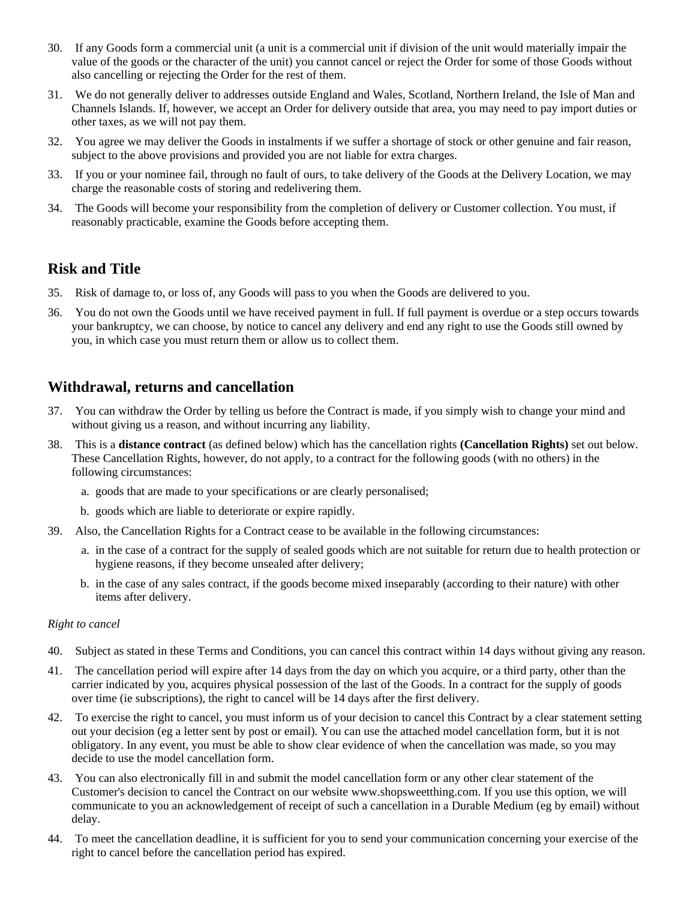30. If any Goods form a commercial unit (a unit is a commercial unit if division of the unit would materially impair the value of the goods or the character of the unit) you cannot cancel or reject the Order for some of those Goods without also cancelling or rejecting the Order for the rest of them.

31. We do not generally deliver to addresses outside England and Wales, Scotland, Northern Ireland, the Isle of Man and Channels Islands. If, however, we accept an Order for delivery outside that area, you may need to pay import duties or other taxes, as we will not pay them.

32. You agree we may deliver the Goods in instalments if we suffer a shortage of stock or other genuine and fair reason, subject to the above provisions and provided you are not liable for extra charges.

33. If you or your nominee fail, through no fault of ours, to take delivery of the Goods at the Delivery Location, we may charge the reasonable costs of storing and redelivering them.

34. The Goods will become your responsibility from the completion of delivery or Customer collection. You must, if reasonably practicable, examine the Goods before accepting them.

## Risk and Title

35. Risk of damage to, or loss of, any Goods will pass to you when the Goods are delivered to you.

36. You do not own the Goods until we have received payment in full. If full payment is overdue or a step occurs towards your bankruptcy, we can choose, by notice to cancel any delivery and end any right to use the Goods still owned by you, in which case you must return them or allow us to collect them.

## Withdrawal, returns and cancellation

37. You can withdraw the Order by telling us before the Contract is made, if you simply wish to change your mind and without giving us a reason, and without incurring any liability.

38. This is a **distance contract** (as defined below) which has the cancellation rights **(Cancellation Rights)** set out below. These Cancellation Rights, however, do not apply, to a contract for the following goods (with no others) in the following circumstances:

    a. goods that are made to your specifications or are clearly personalised;

    b. goods which are liable to deteriorate or expire rapidly.

39. Also, the Cancellation Rights for a Contract cease to be available in the following circumstances:

    a. in the case of a contract for the supply of sealed goods which are not suitable for return due to health protection or hygiene reasons, if they become unsealed after delivery;

    b. in the case of any sales contract, if the goods become mixed inseparably (according to their nature) with other items after delivery.

*Right to cancel*

40. Subject as stated in these Terms and Conditions, you can cancel this contract within 14 days without giving any reason.

41. The cancellation period will expire after 14 days from the day on which you acquire, or a third party, other than the carrier indicated by you, acquires physical possession of the last of the Goods. In a contract for the supply of goods over time (ie subscriptions), the right to cancel will be 14 days after the first delivery.

42. To exercise the right to cancel, you must inform us of your decision to cancel this Contract by a clear statement setting out your decision (eg a letter sent by post or email). You can use the attached model cancellation form, but it is not obligatory. In any event, you must be able to show clear evidence of when the cancellation was made, so you may decide to use the model cancellation form.

43. You can also electronically fill in and submit the model cancellation form or any other clear statement of the Customer's decision to cancel the Contract on our website www.shopsweetthing.com. If you use this option, we will communicate to you an acknowledgement of receipt of such a cancellation in a Durable Medium (eg by email) without delay.

44. To meet the cancellation deadline, it is sufficient for you to send your communication concerning your exercise of the right to cancel before the cancellation period has expired.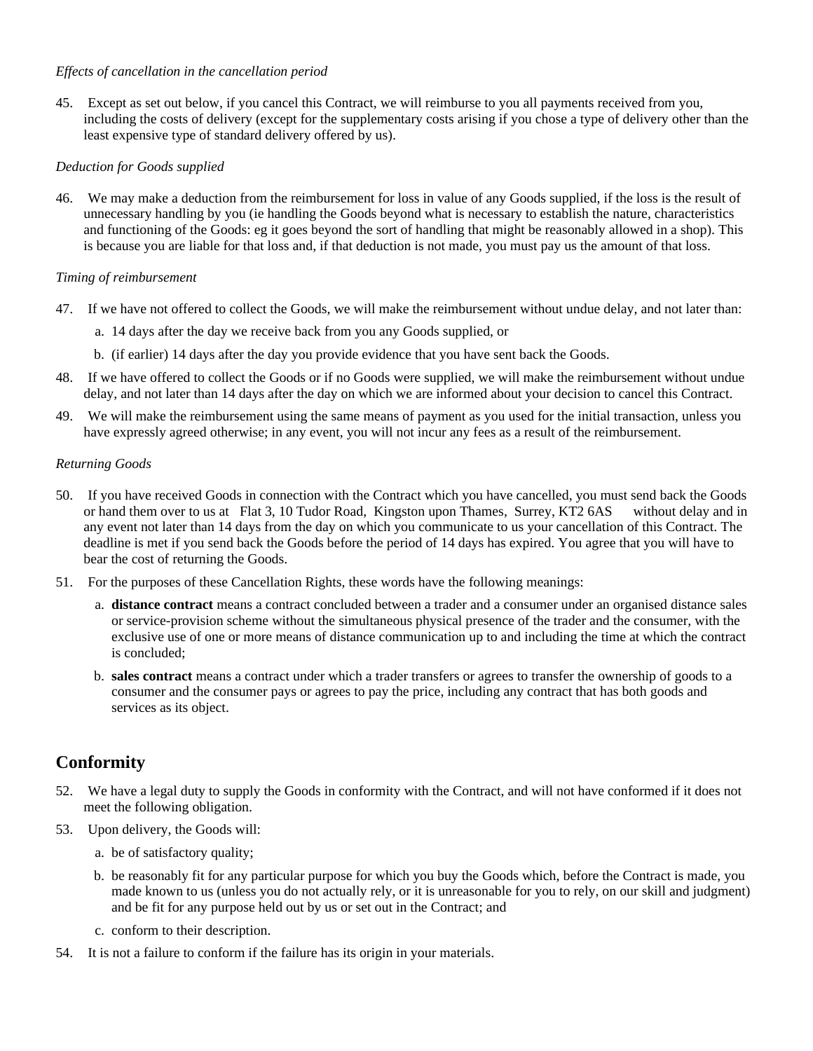*Effects of cancellation in the cancellation period*

45. Except as set out below, if you cancel this Contract, we will reimburse to you all payments received from you, including the costs of delivery (except for the supplementary costs arising if you chose a type of delivery other than the least expensive type of standard delivery offered by us).

*Deduction for Goods supplied*

46. We may make a deduction from the reimbursement for loss in value of any Goods supplied, if the loss is the result of unnecessary handling by you (ie handling the Goods beyond what is necessary to establish the nature, characteristics and functioning of the Goods: eg it goes beyond the sort of handling that might be reasonably allowed in a shop). This is because you are liable for that loss and, if that deduction is not made, you must pay us the amount of that loss.

*Timing of reimbursement*

47. If we have not offered to collect the Goods, we will make the reimbursement without undue delay, and not later than:
    a. 14 days after the day we receive back from you any Goods supplied, or
    b. (if earlier) 14 days after the day you provide evidence that you have sent back the Goods.

48. If we have offered to collect the Goods or if no Goods were supplied, we will make the reimbursement without undue delay, and not later than 14 days after the day on which we are informed about your decision to cancel this Contract.

49. We will make the reimbursement using the same means of payment as you used for the initial transaction, unless you have expressly agreed otherwise; in any event, you will not incur any fees as a result of the reimbursement.

*Returning Goods*

50. If you have received Goods in connection with the Contract which you have cancelled, you must send back the Goods or hand them over to us at Flat 3, 10 Tudor Road, Kingston upon Thames, Surrey, KT2 6AS without delay and in any event not later than 14 days from the day on which you communicate to us your cancellation of this Contract. The deadline is met if you send back the Goods before the period of 14 days has expired. You agree that you will have to bear the cost of returning the Goods.

51. For the purposes of these Cancellation Rights, these words have the following meanings:
    a. **distance contract** means a contract concluded between a trader and a consumer under an organised distance sales or service-provision scheme without the simultaneous physical presence of the trader and the consumer, with the exclusive use of one or more means of distance communication up to and including the time at which the contract is concluded;
    b. **sales contract** means a contract under which a trader transfers or agrees to transfer the ownership of goods to a consumer and the consumer pays or agrees to pay the price, including any contract that has both goods and services as its object.

## Conformity

52. We have a legal duty to supply the Goods in conformity with the Contract, and will not have conformed if it does not meet the following obligation.

53. Upon delivery, the Goods will:
    a. be of satisfactory quality;
    b. be reasonably fit for any particular purpose for which you buy the Goods which, before the Contract is made, you made known to us (unless you do not actually rely, or it is unreasonable for you to rely, on our skill and judgment) and be fit for any purpose held out by us or set out in the Contract; and
    c. conform to their description.

54. It is not a failure to conform if the failure has its origin in your materials.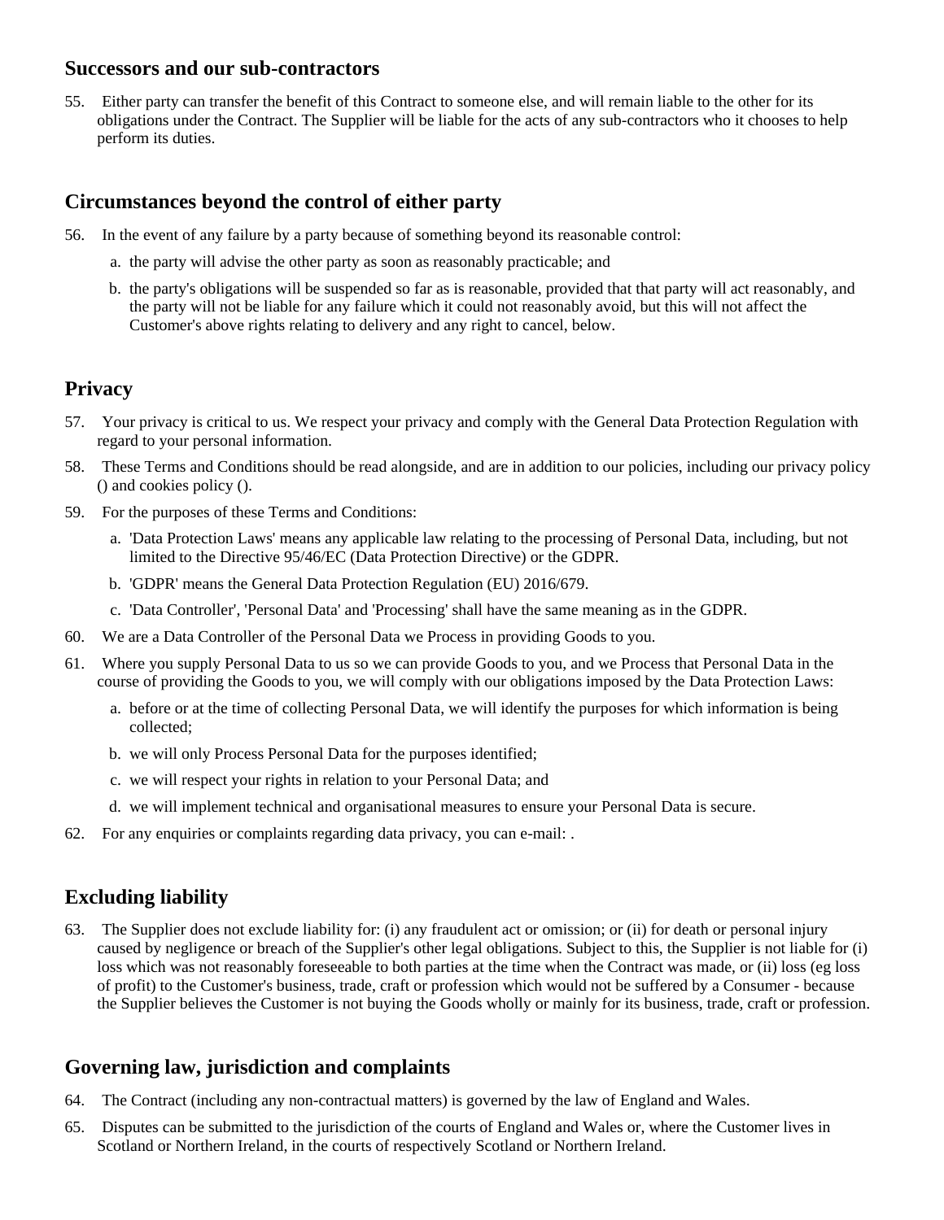## Successors and our sub-contractors

55. Either party can transfer the benefit of this Contract to someone else, and will remain liable to the other for its obligations under the Contract. The Supplier will be liable for the acts of any sub-contractors who it chooses to help perform its duties.

## Circumstances beyond the control of either party

56. In the event of any failure by a party because of something beyond its reasonable control:
    a. the party will advise the other party as soon as reasonably practicable; and
    b. the party's obligations will be suspended so far as is reasonable, provided that that party will act reasonably, and the party will not be liable for any failure which it could not reasonably avoid, but this will not affect the Customer's above rights relating to delivery and any right to cancel, below.

## Privacy

57. Your privacy is critical to us. We respect your privacy and comply with the General Data Protection Regulation with regard to your personal information.
58. These Terms and Conditions should be read alongside, and are in addition to our policies, including our privacy policy () and cookies policy ().
59. For the purposes of these Terms and Conditions:
    a. 'Data Protection Laws' means any applicable law relating to the processing of Personal Data, including, but not limited to the Directive 95/46/EC (Data Protection Directive) or the GDPR.
    b. 'GDPR' means the General Data Protection Regulation (EU) 2016/679.
    c. 'Data Controller', 'Personal Data' and 'Processing' shall have the same meaning as in the GDPR.
60. We are a Data Controller of the Personal Data we Process in providing Goods to you.
61. Where you supply Personal Data to us so we can provide Goods to you, and we Process that Personal Data in the course of providing the Goods to you, we will comply with our obligations imposed by the Data Protection Laws:
    a. before or at the time of collecting Personal Data, we will identify the purposes for which information is being collected;
    b. we will only Process Personal Data for the purposes identified;
    c. we will respect your rights in relation to your Personal Data; and
    d. we will implement technical and organisational measures to ensure your Personal Data is secure.
62. For any enquiries or complaints regarding data privacy, you can e-mail: .

## Excluding liability

63. The Supplier does not exclude liability for: (i) any fraudulent act or omission; or (ii) for death or personal injury caused by negligence or breach of the Supplier's other legal obligations. Subject to this, the Supplier is not liable for (i) loss which was not reasonably foreseeable to both parties at the time when the Contract was made, or (ii) loss (eg loss of profit) to the Customer's business, trade, craft or profession which would not be suffered by a Consumer - because the Supplier believes the Customer is not buying the Goods wholly or mainly for its business, trade, craft or profession.

## Governing law, jurisdiction and complaints

64. The Contract (including any non-contractual matters) is governed by the law of England and Wales.
65. Disputes can be submitted to the jurisdiction of the courts of England and Wales or, where the Customer lives in Scotland or Northern Ireland, in the courts of respectively Scotland or Northern Ireland.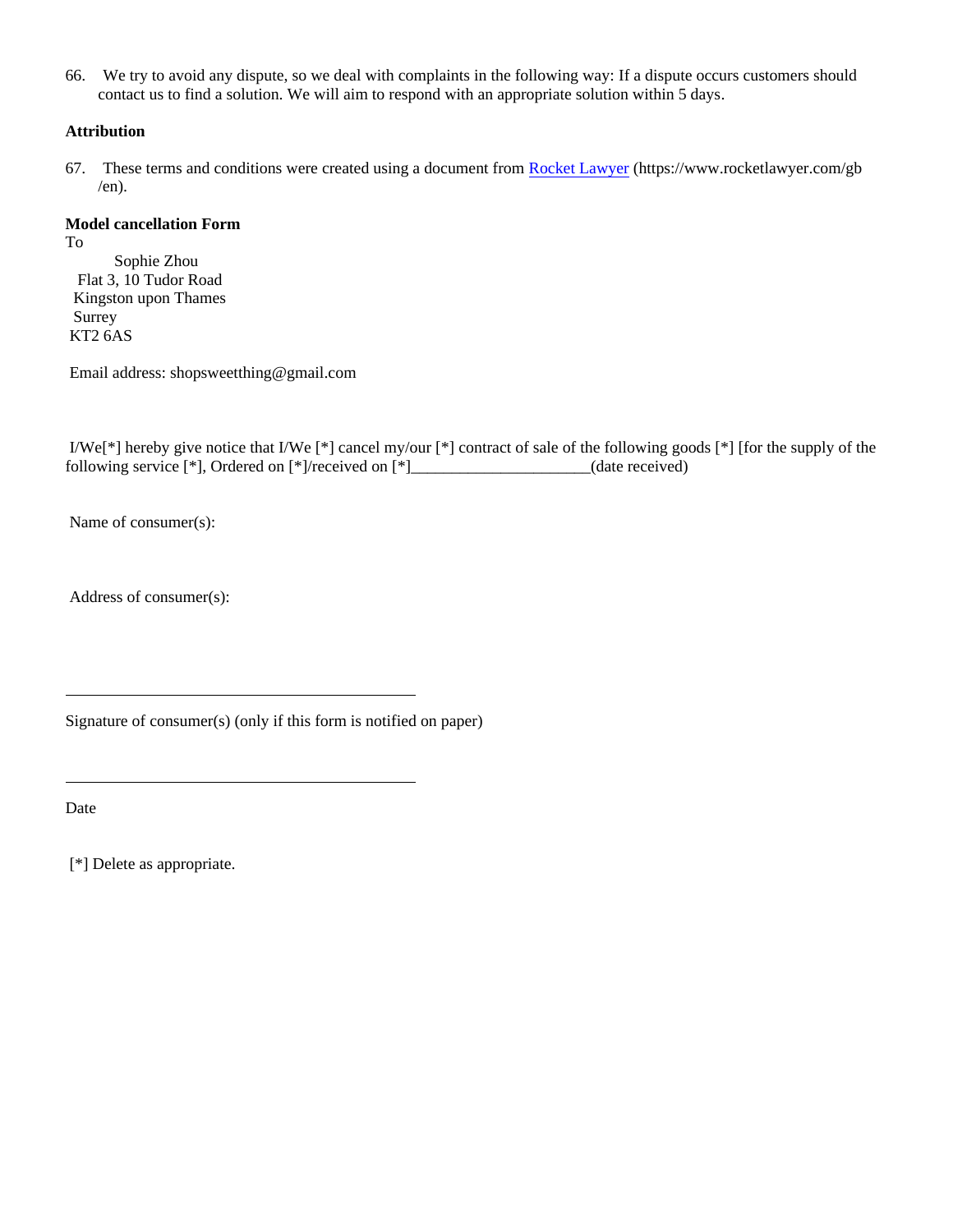66. We try to avoid any dispute, so we deal with complaints in the following way: If a dispute occurs customers should contact us to find a solution. We will aim to respond with an appropriate solution within 5 days.

**Attribution**

67. These terms and conditions were created using a document from [Rocket Lawyer](https://www.rocketlawyer.com/gb/en) (https://www.rocketlawyer.com/gb/en).

**Model cancellation Form**

To

Sophie Zhou
Flat 3, 10 Tudor Road
Kingston upon Thames
Surrey
KT2 6AS

Email address: shopsweetthing@gmail.com

I/We[*] hereby give notice that I/We [*] cancel my/our [*] contract of sale of the following goods [*] [for the supply of the following service [*], Ordered on [*]/received on [*]______________________(date received)

Name of consumer(s):

Address of consumer(s):

_____________________________________________

Signature of consumer(s) (only if this form is notified on paper)

_____________________________________________

Date

[*] Delete as appropriate.